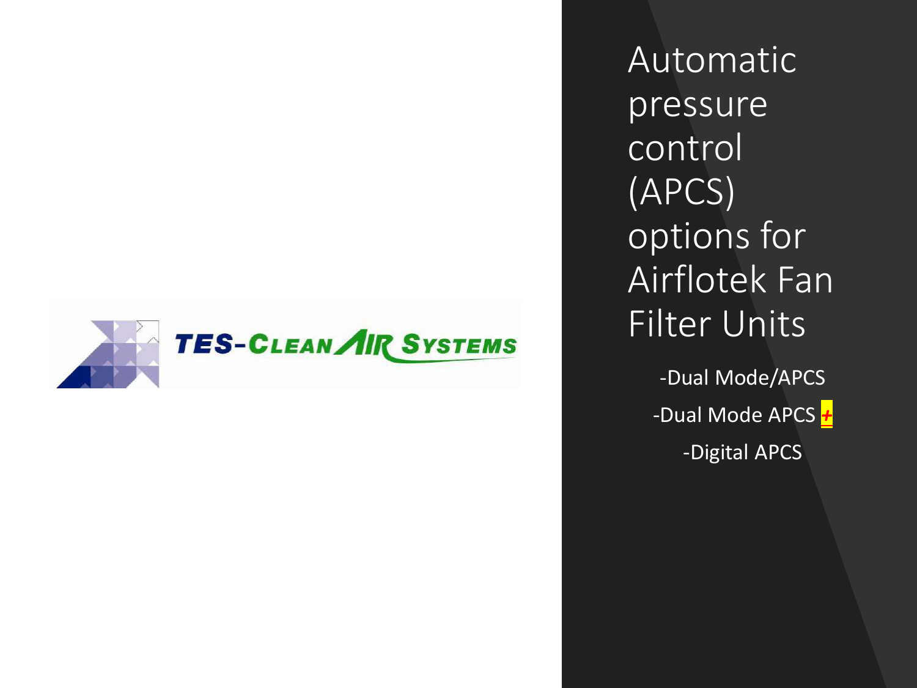TES-CLEAN AIR SYSTEMS

# Automatic pressure control (APCS) options for Airflotek Fan Filter Units

-Dual Mode/APCS

-Dual Mode APCS +

-Digital APCS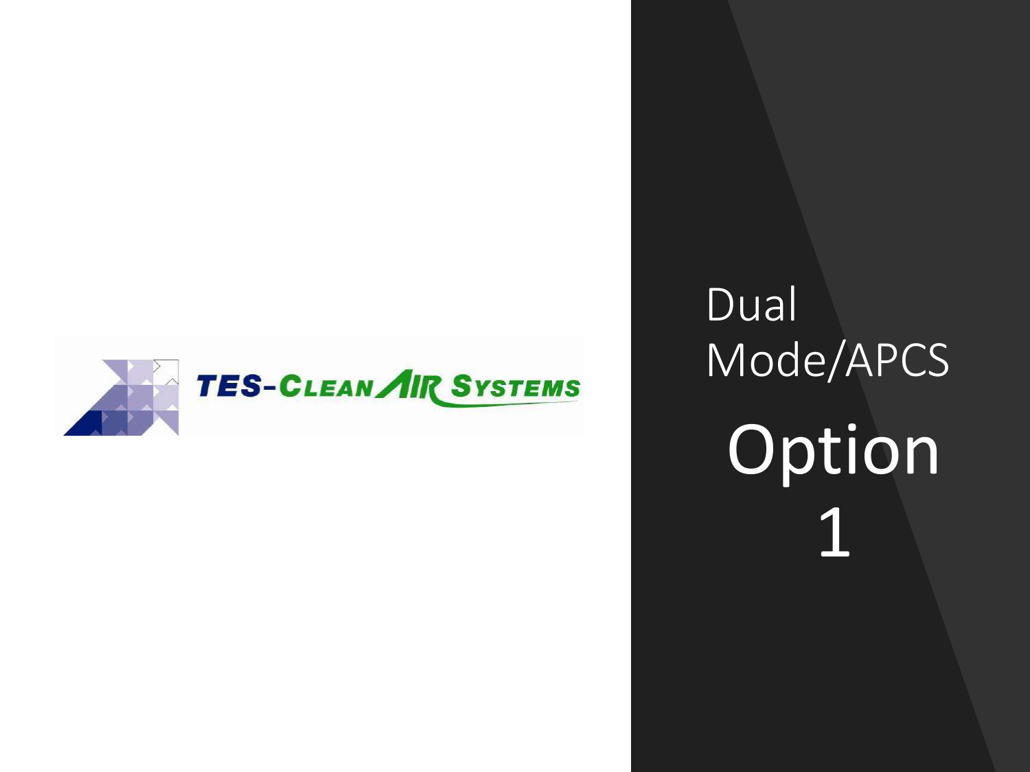TES-CLEAN AIR SYSTEMS

# Dual Mode/APCS

# Option 1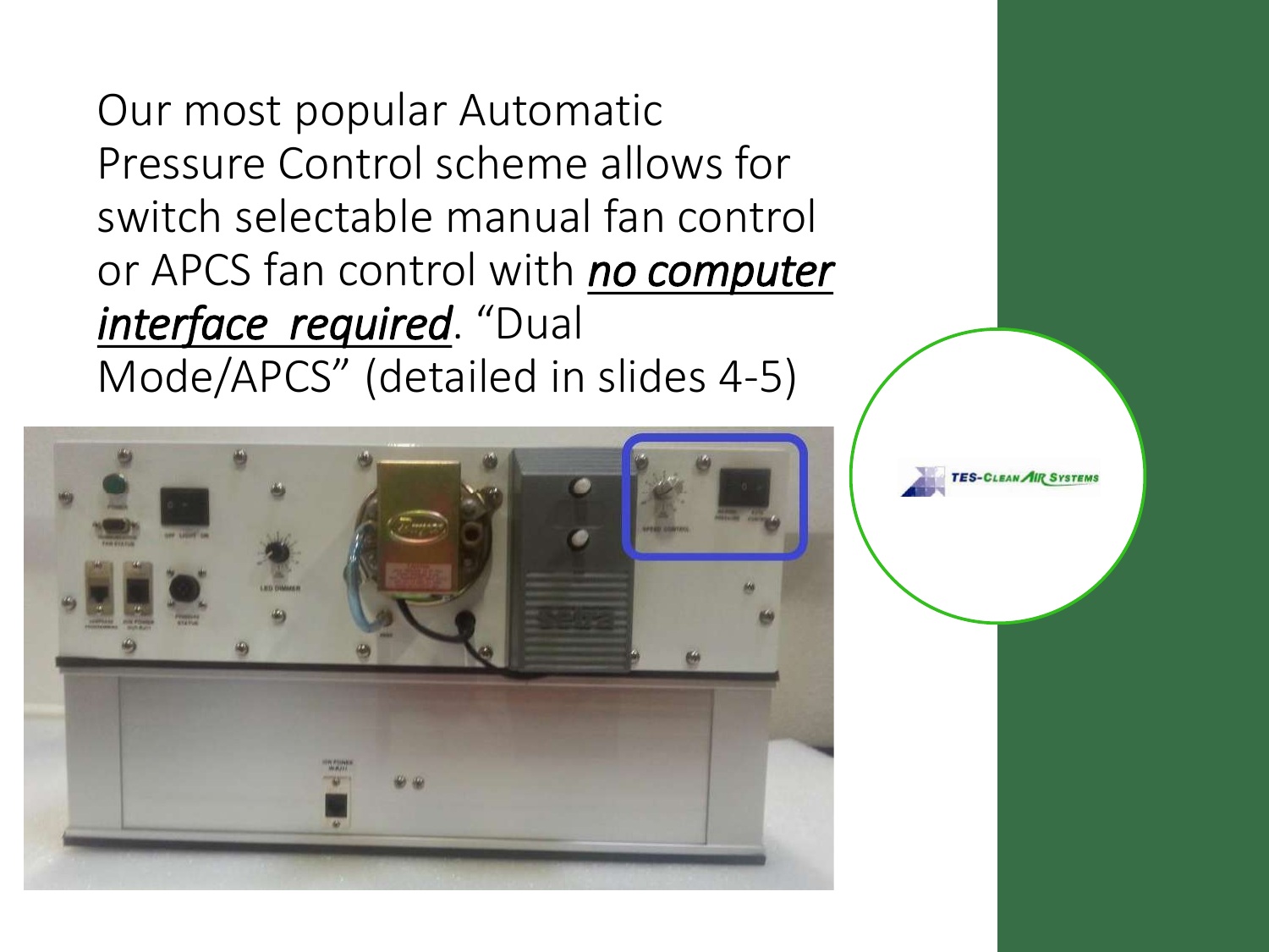Our most popular Automatic Pressure Control scheme allows for switch selectable manual fan control or APCS fan control with ***no computer interface required***. "Dual Mode/APCS" (detailed in slides 4-5)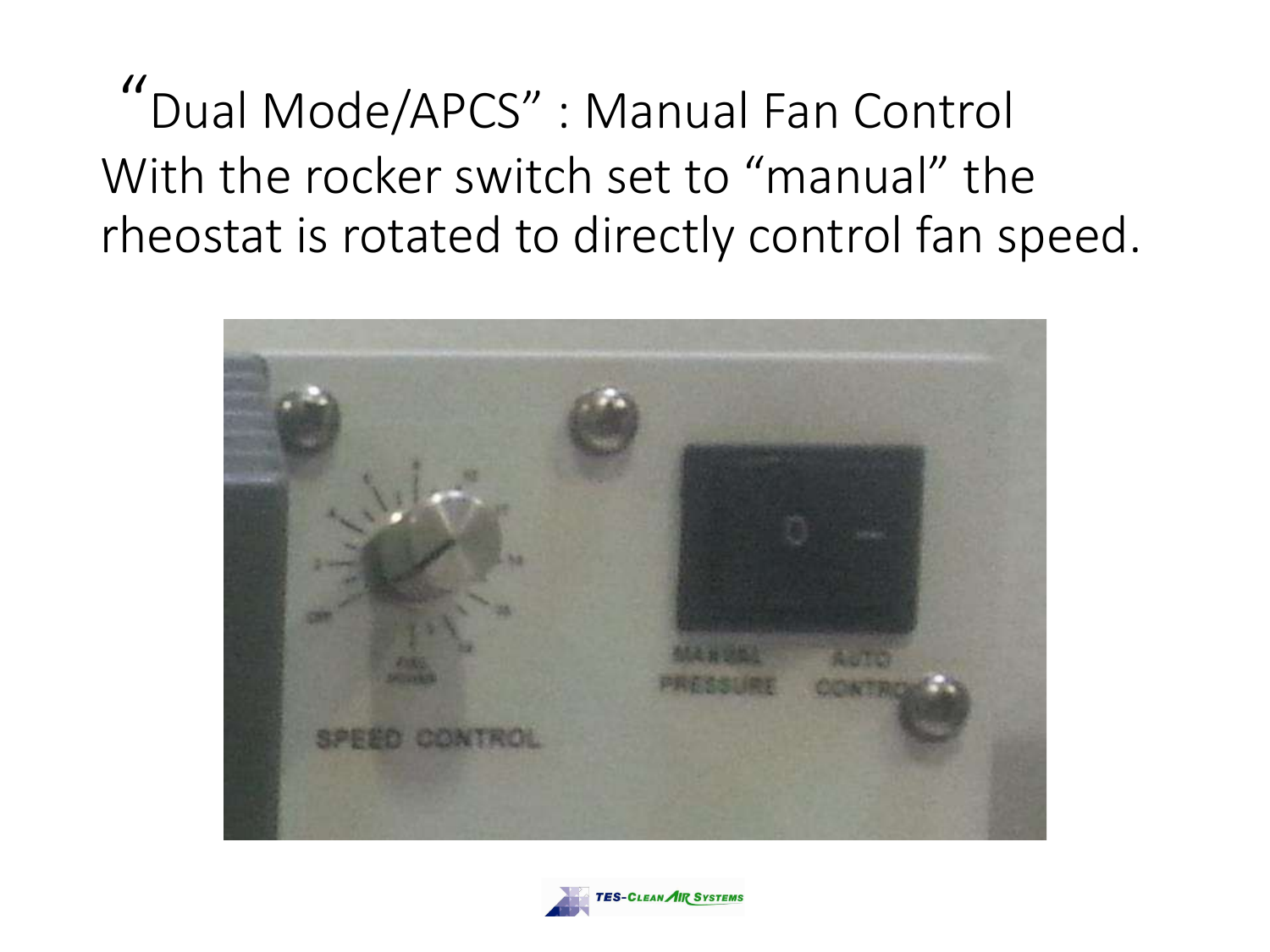# "Dual Mode/APCS" : Manual Fan Control

With the rocker switch set to "manual" the rheostat is rotated to directly control fan speed.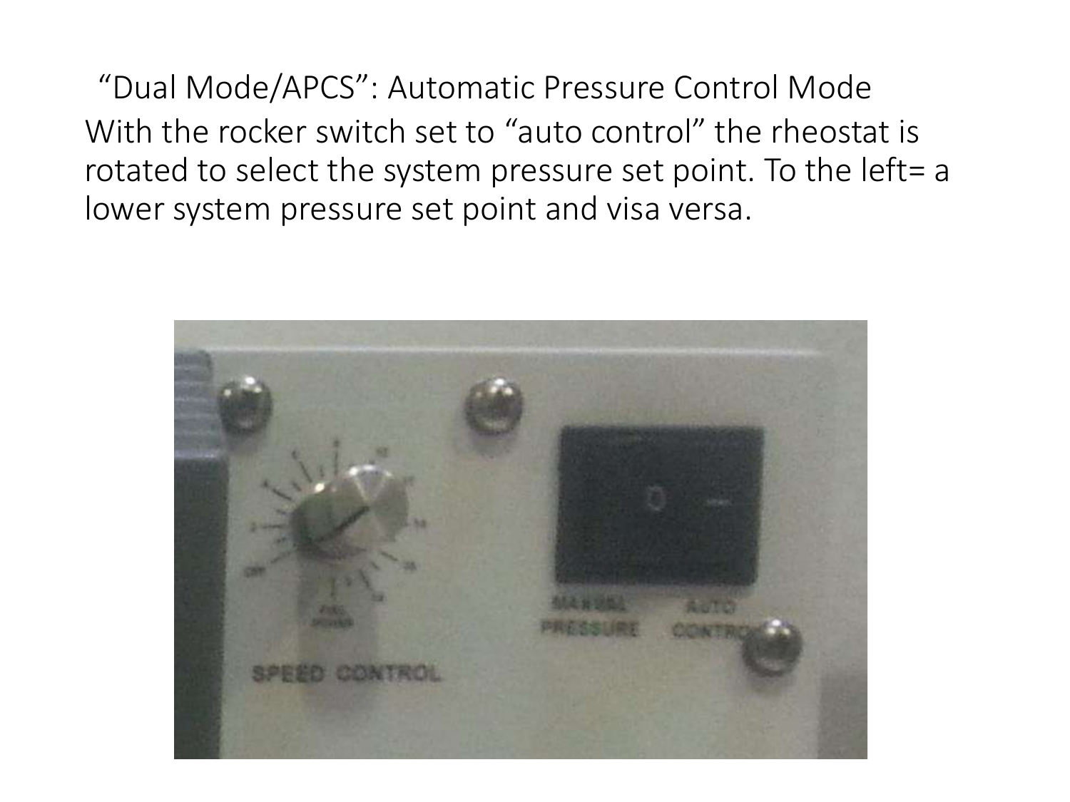“Dual Mode/APCS”: Automatic Pressure Control Mode

With the rocker switch set to “auto control” the rheostat is rotated to select the system pressure set point. To the left= a lower system pressure set point and visa versa.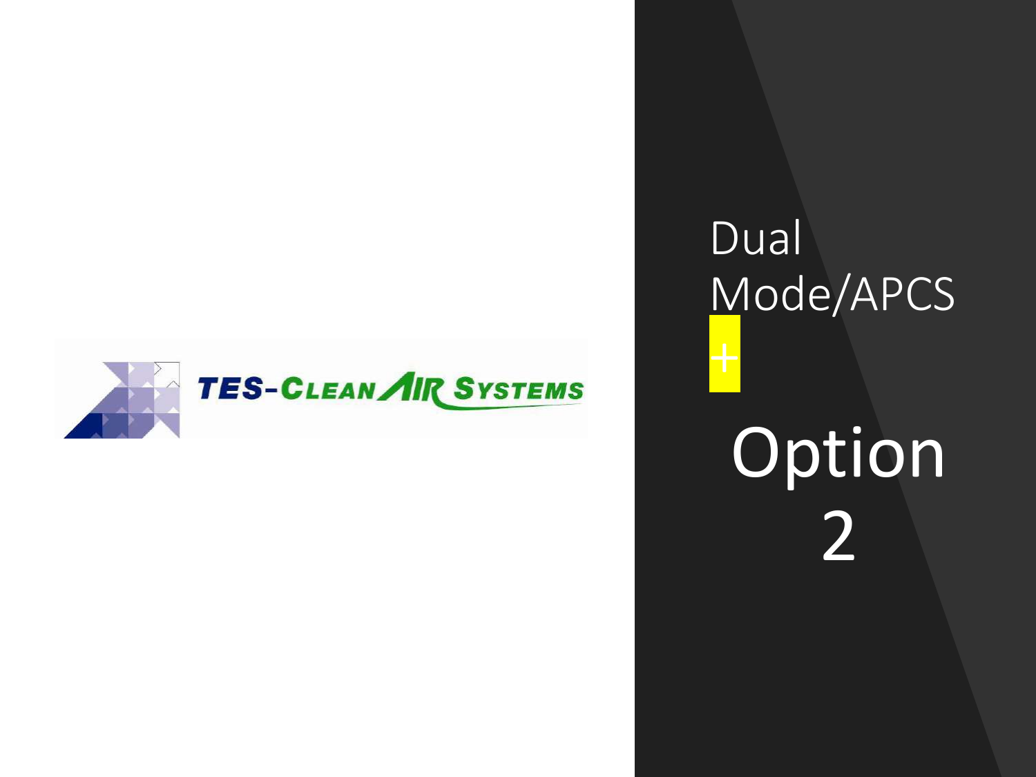TES-CLEAN AIR SYSTEMS

# Dual Mode/APCS

+

# Option 2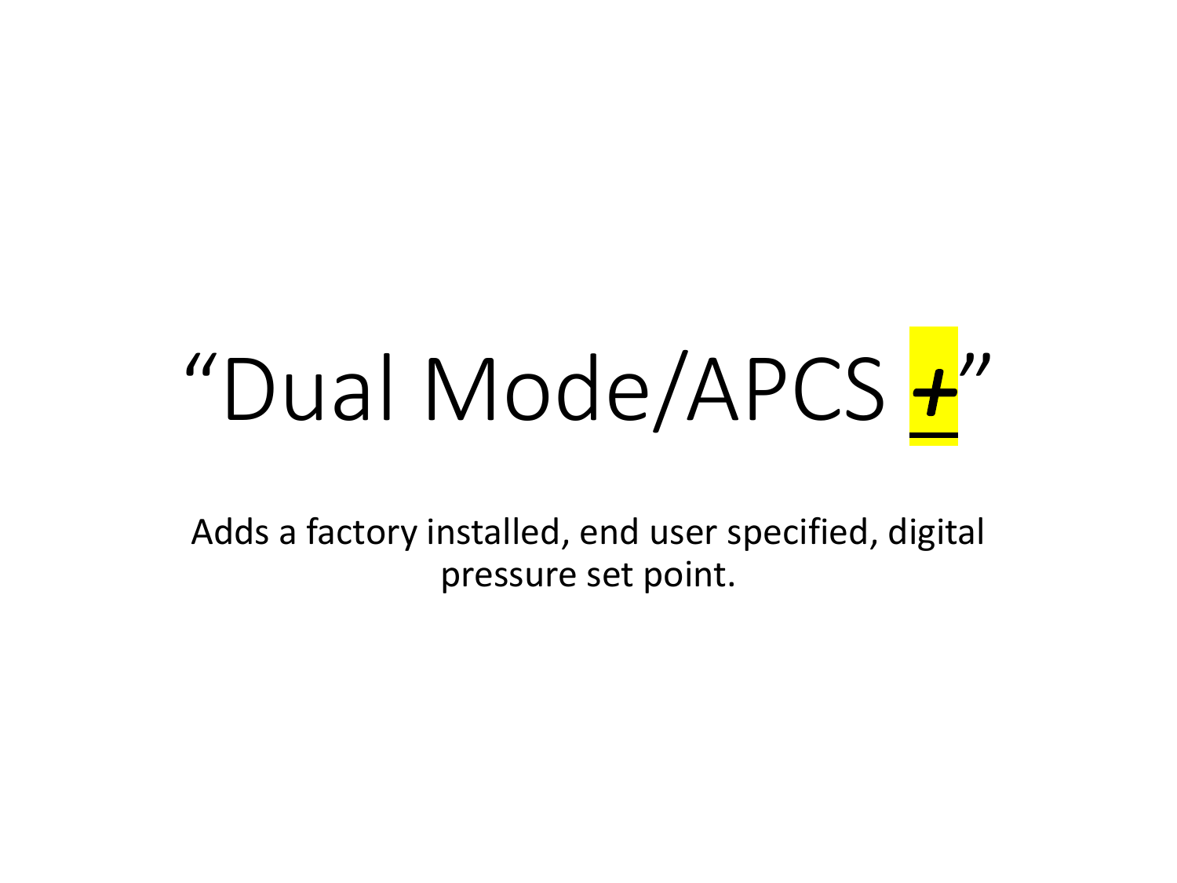# “Dual Mode/APCS ***+***”

Adds a factory installed, end user specified, digital pressure set point.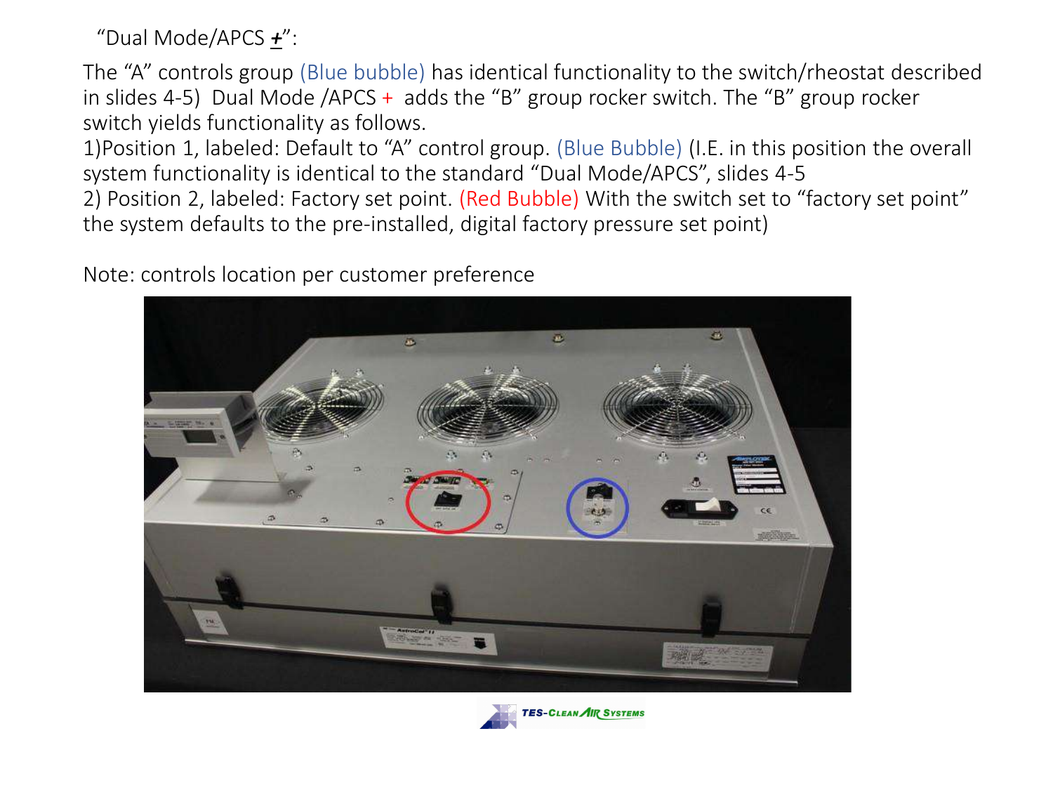"Dual Mode/APCS +":

The "A" controls group (Blue bubble) has identical functionality to the switch/rheostat described in slides 4-5) Dual Mode /APCS + adds the "B" group rocker switch. The "B" group rocker switch yields functionality as follows.

1)Position 1, labeled: Default to "A" control group. (Blue Bubble) (I.E. in this position the overall system functionality is identical to the standard "Dual Mode/APCS", slides 4-5

2) Position 2, labeled: Factory set point. (Red Bubble) With the switch set to "factory set point" the system defaults to the pre-installed, digital factory pressure set point)

Note: controls location per customer preference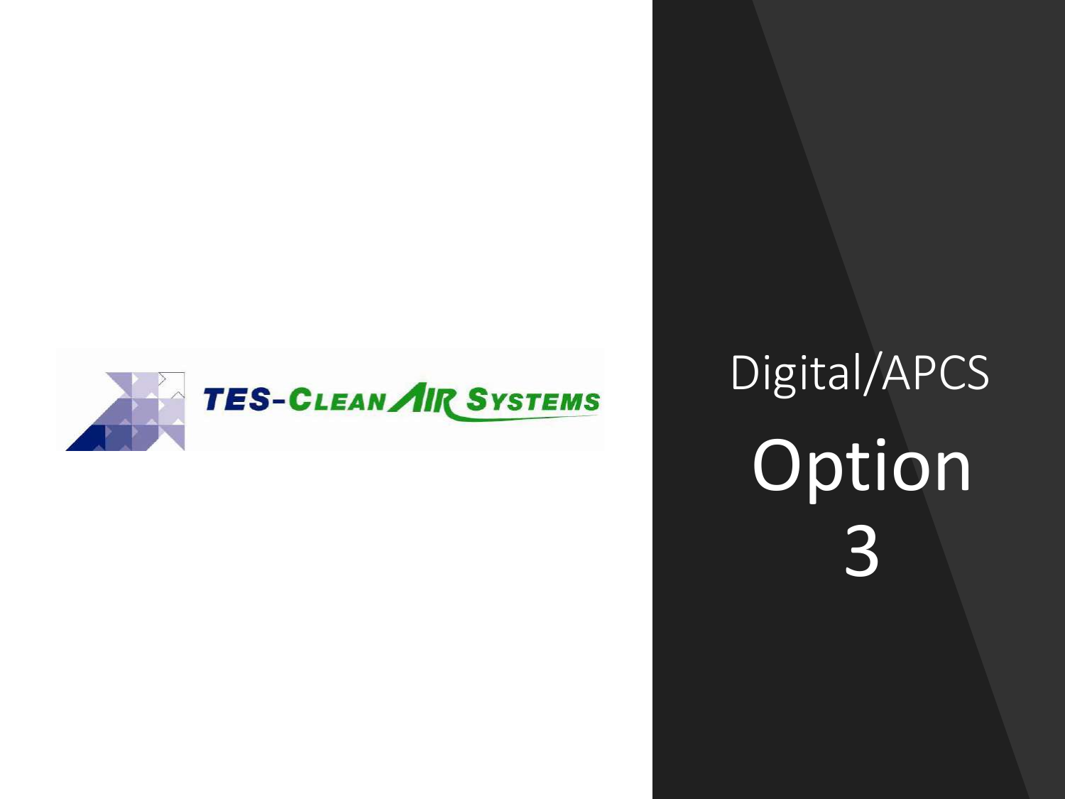TES-CLEAN AIR SYSTEMS

# Digital/APCS

# Option 3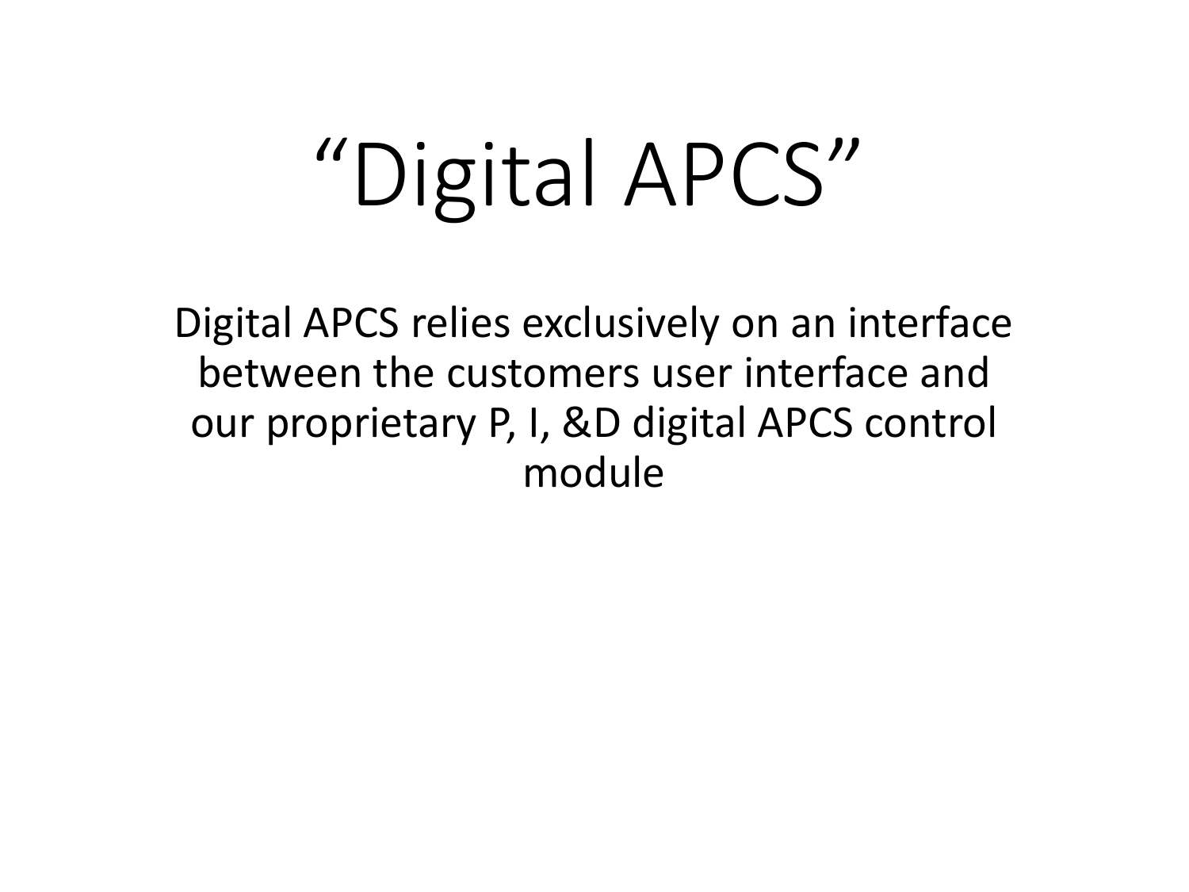# “Digital APCS”

Digital APCS relies exclusively on an interface between the customers user interface and our proprietary P, I, &D digital APCS control module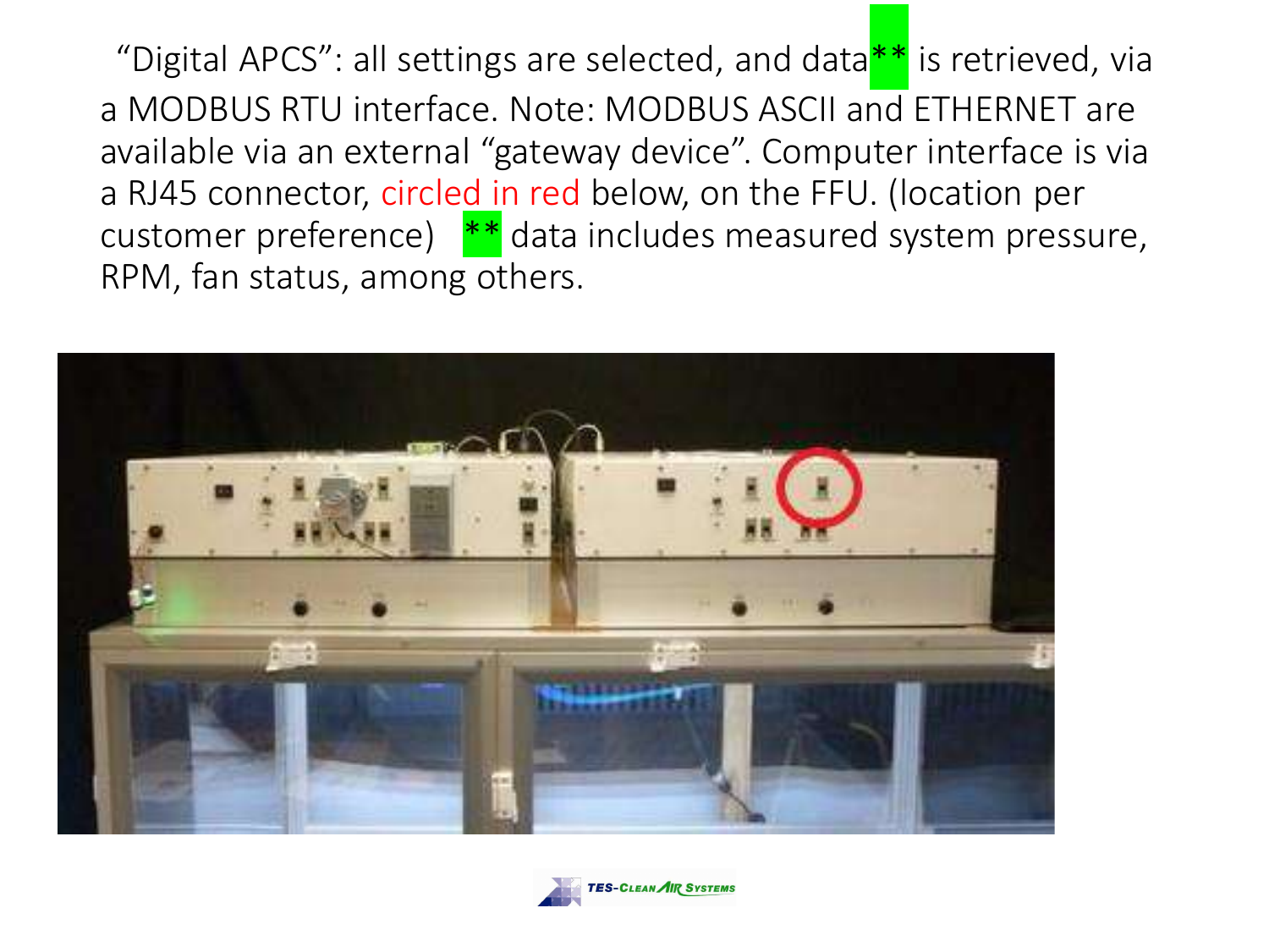"Digital APCS": all settings are selected, and data** is retrieved, via a MODBUS RTU interface. Note: MODBUS ASCII and ETHERNET are available via an external "gateway device". Computer interface is via a RJ45 connector, circled in red below, on the FFU. (location per customer preference) ** data includes measured system pressure, RPM, fan status, among others.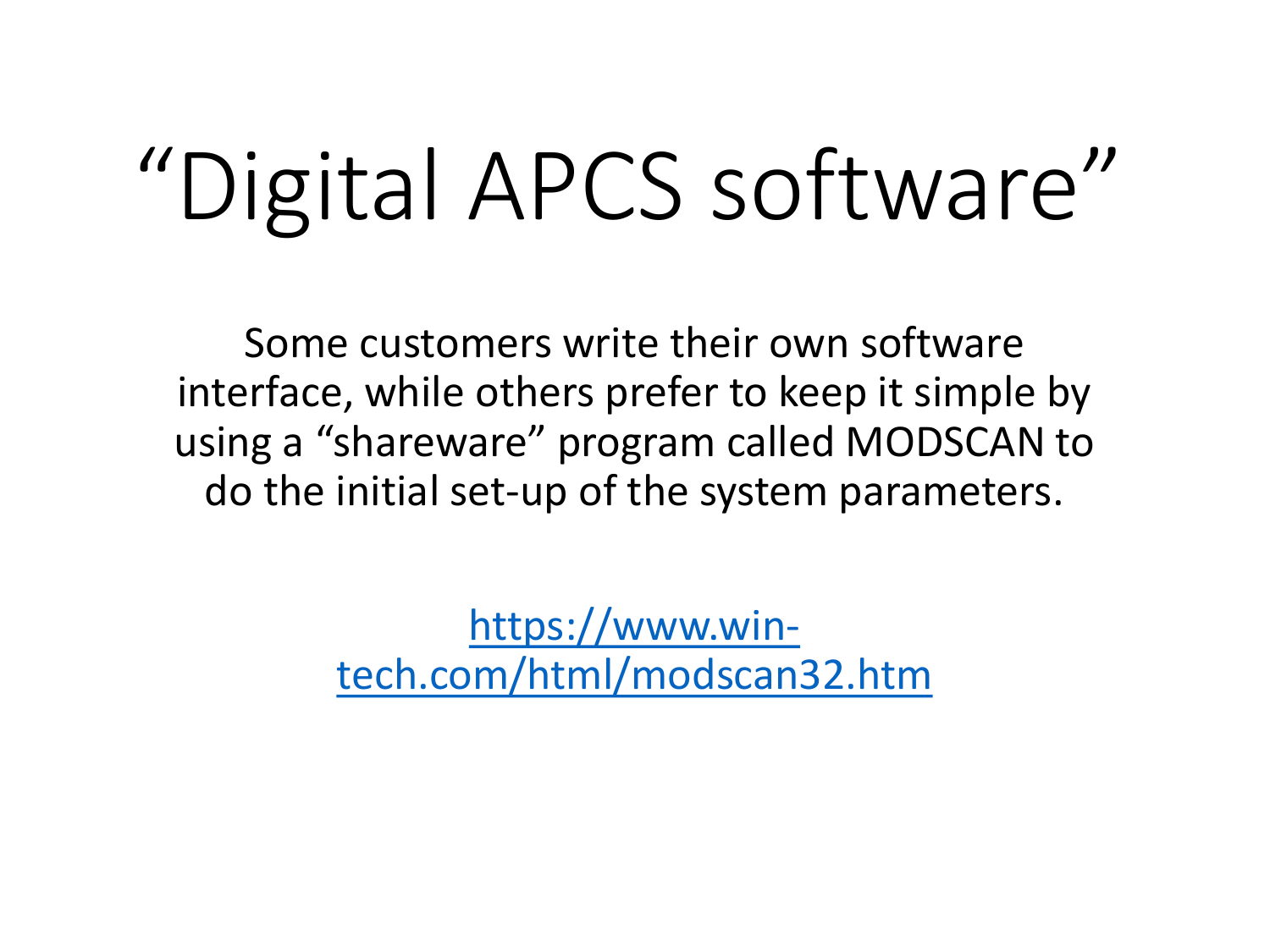# “Digital APCS software”

Some customers write their own software interface, while others prefer to keep it simple by using a “shareware” program called MODSCAN to do the initial set-up of the system parameters.

https://www.win-tech.com/html/modscan32.htm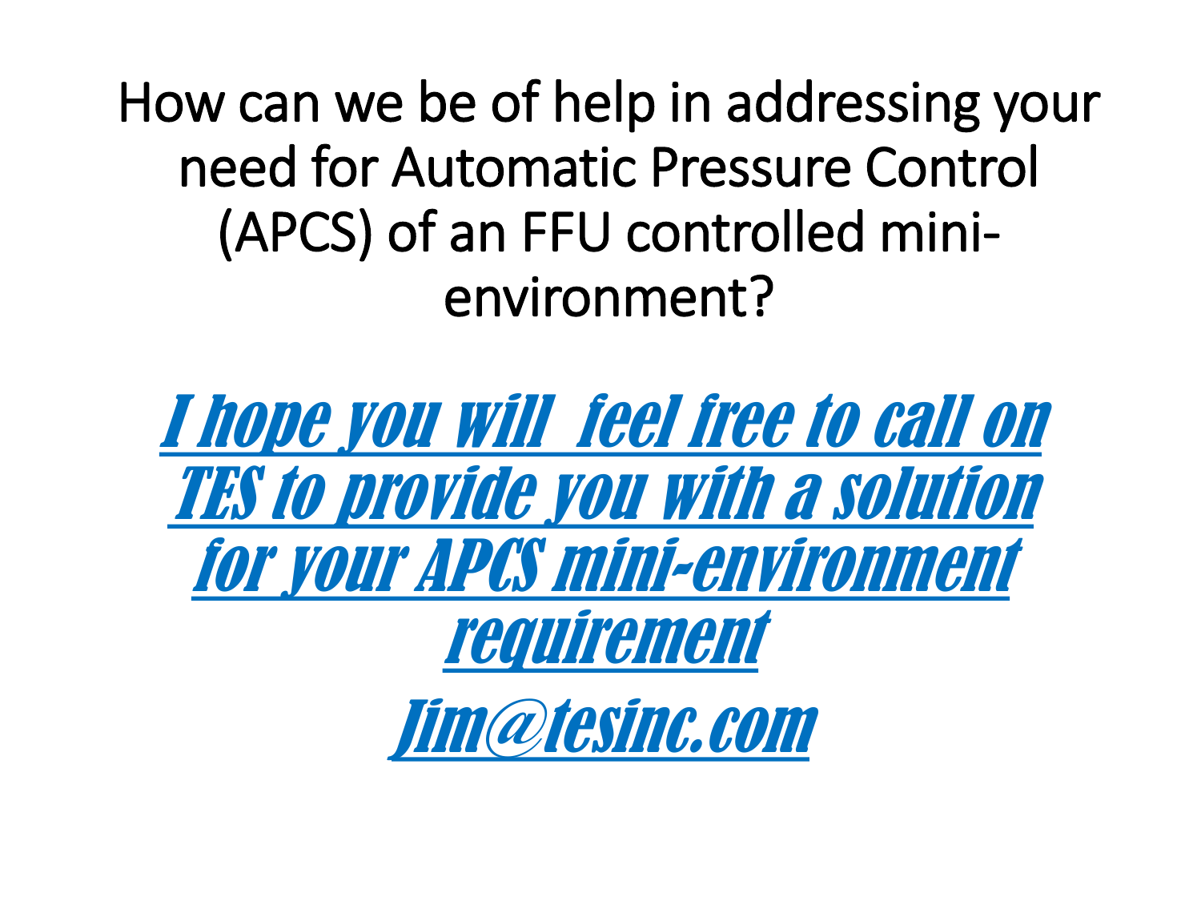# How can we be of help in addressing your need for Automatic Pressure Control (APCS) of an FFU controlled mini-environment?

***I hope you will feel free to call on TES to provide you with a solution for your APCS mini-environment requirement***

***Jim@tesinc.com***